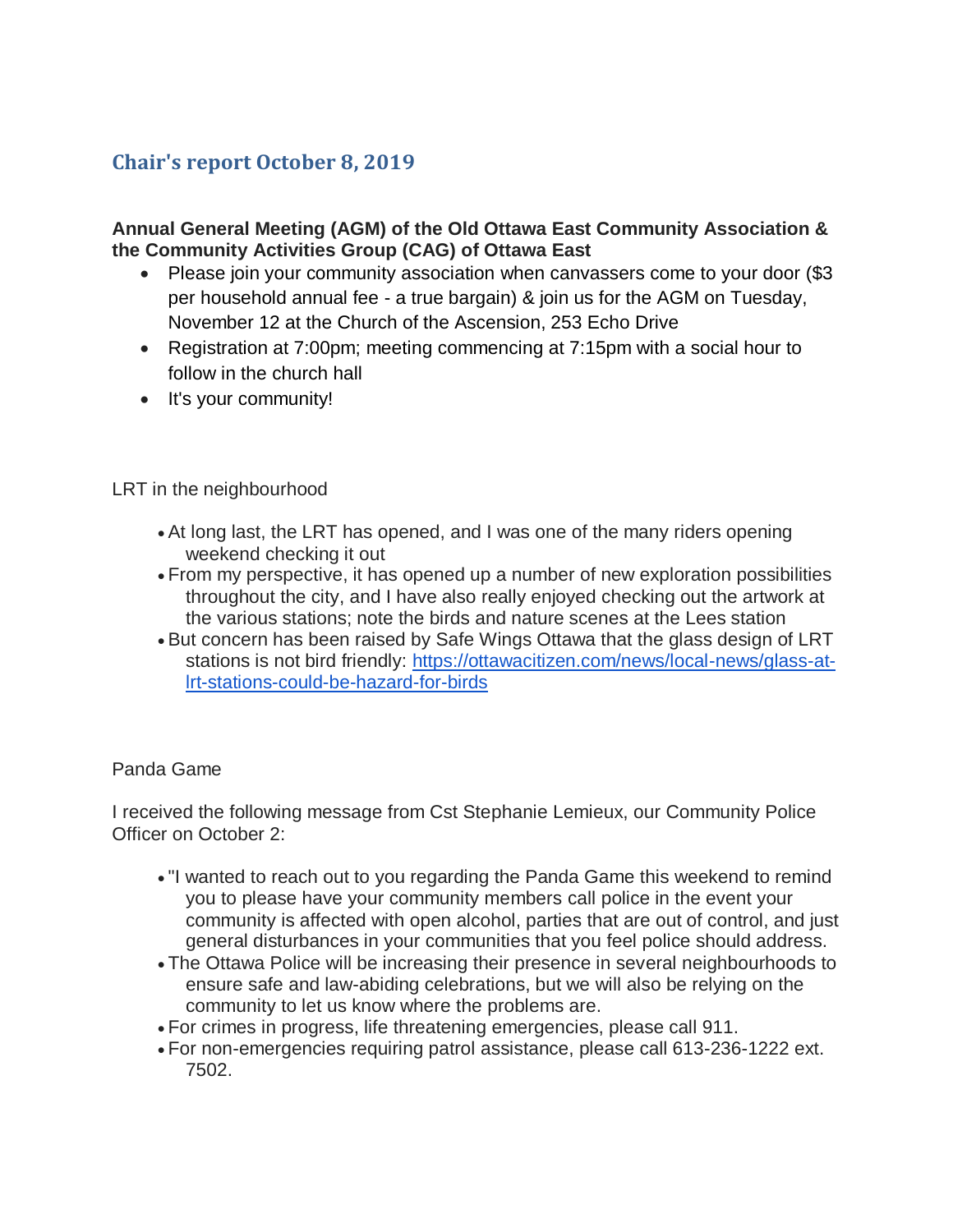## Chair's report October 8, 2019

**Annual General Meeting (AGM) of the Old Ottawa East Community Association & the Community Activities Group (CAG) of Ottawa East**

- Please join your community association when canvassers come to your door ($3 per household annual fee - a true bargain) & join us for the AGM on Tuesday, November 12 at the Church of the Ascension, 253 Echo Drive
- Registration at 7:00pm; meeting commencing at 7:15pm with a social hour to follow in the church hall
- It's your community!

LRT in the neighbourhood

- At long last, the LRT has opened, and I was one of the many riders opening weekend checking it out
- From my perspective, it has opened up a number of new exploration possibilities throughout the city, and I have also really enjoyed checking out the artwork at the various stations; note the birds and nature scenes at the Lees station
- But concern has been raised by Safe Wings Ottawa that the glass design of LRT stations is not bird friendly: [https://ottawacitizen.com/news/local-news/glass-at-lrt-stations-could-be-hazard-for-birds](https://ottawacitizen.com/news/local-news/glass-at-lrt-stations-could-be-hazard-for-birds)

Panda Game

I received the following message from Cst Stephanie Lemieux, our Community Police Officer on October 2:

- "I wanted to reach out to you regarding the Panda Game this weekend to remind you to please have your community members call police in the event your community is affected with open alcohol, parties that are out of control, and just general disturbances in your communities that you feel police should address.
- The Ottawa Police will be increasing their presence in several neighbourhoods to ensure safe and law-abiding celebrations, but we will also be relying on the community to let us know where the problems are.
- For crimes in progress, life threatening emergencies, please call 911.
- For non-emergencies requiring patrol assistance, please call 613-236-1222 ext. 7502.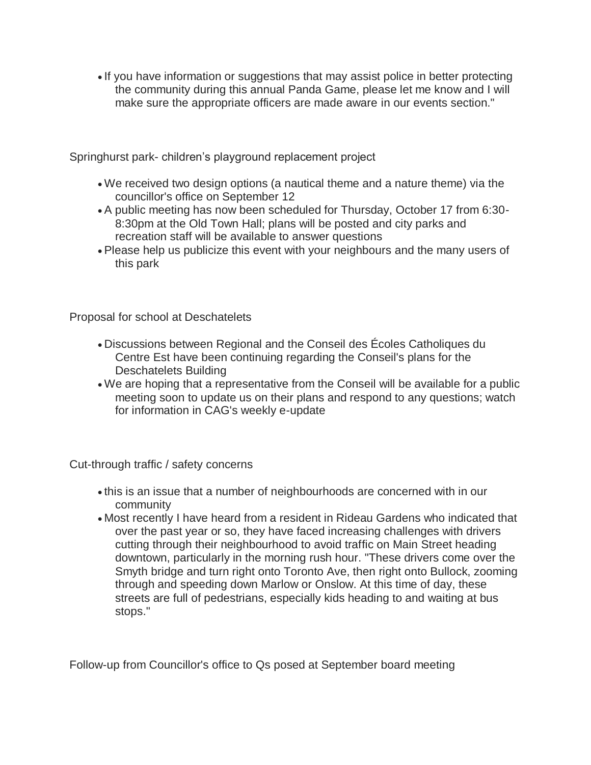- If you have information or suggestions that may assist police in better protecting the community during this annual Panda Game, please let me know and I will make sure the appropriate officers are made aware in our events section."

Springhurst park- children's playground replacement project

- We received two design options (a nautical theme and a nature theme) via the councillor's office on September 12
- A public meeting has now been scheduled for Thursday, October 17 from 6:30-8:30pm at the Old Town Hall; plans will be posted and city parks and recreation staff will be available to answer questions
- Please help us publicize this event with your neighbours and the many users of this park

Proposal for school at Deschatelets

- Discussions between Regional and the Conseil des Écoles Catholiques du Centre Est have been continuing regarding the Conseil's plans for the Deschatelets Building
- We are hoping that a representative from the Conseil will be available for a public meeting soon to update us on their plans and respond to any questions; watch for information in CAG's weekly e-update

Cut-through traffic / safety concerns

- this is an issue that a number of neighbourhoods are concerned with in our community
- Most recently I have heard from a resident in Rideau Gardens who indicated that over the past year or so, they have faced increasing challenges with drivers cutting through their neighbourhood to avoid traffic on Main Street heading downtown, particularly in the morning rush hour. "These drivers come over the Smyth bridge and turn right onto Toronto Ave, then right onto Bullock, zooming through and speeding down Marlow or Onslow. At this time of day, these streets are full of pedestrians, especially kids heading to and waiting at bus stops."

Follow-up from Councillor's office to Qs posed at September board meeting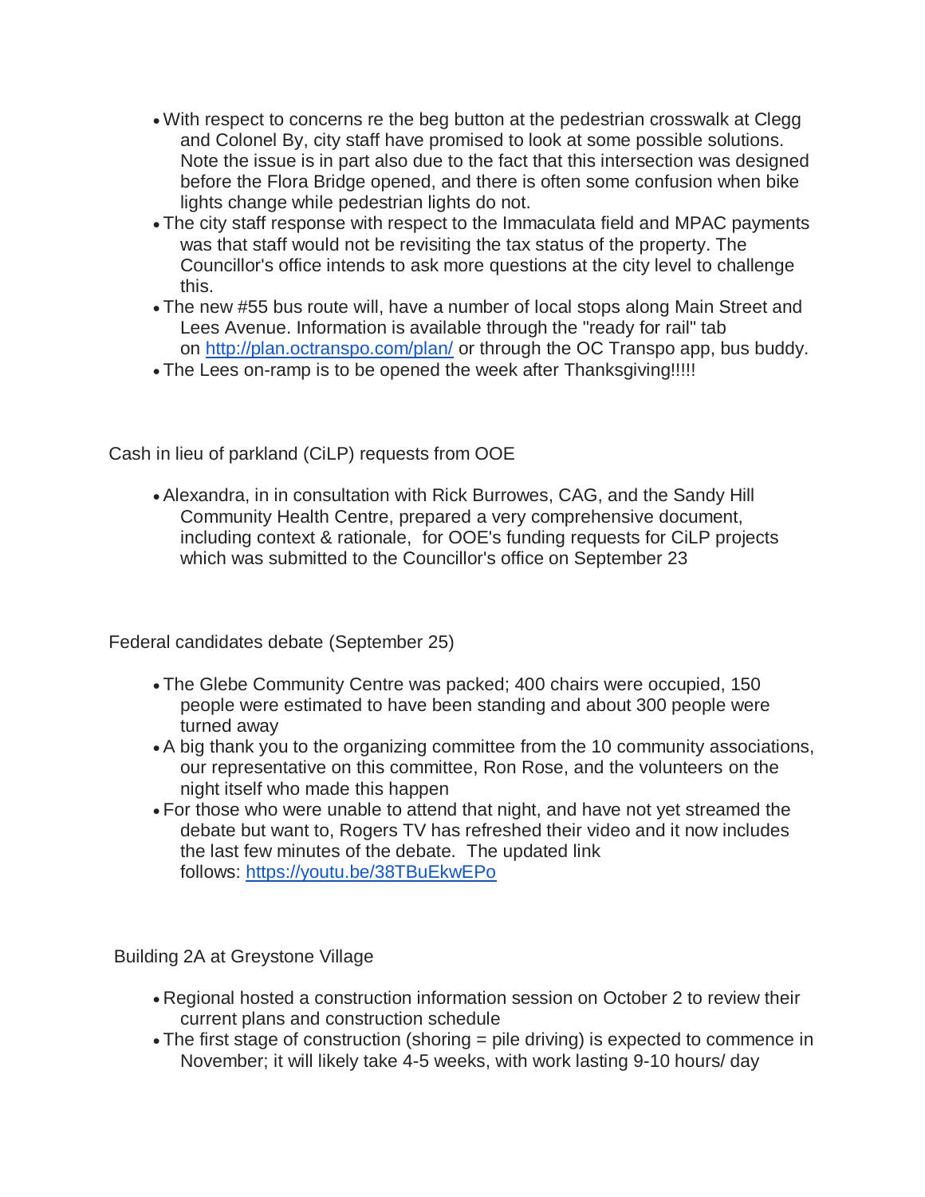- With respect to concerns re the beg button at the pedestrian crosswalk at Clegg and Colonel By, city staff have promised to look at some possible solutions. Note the issue is in part also due to the fact that this intersection was designed before the Flora Bridge opened, and there is often some confusion when bike lights change while pedestrian lights do not.
- The city staff response with respect to the Immaculata field and MPAC payments was that staff would not be revisiting the tax status of the property. The Councillor's office intends to ask more questions at the city level to challenge this.
- The new #55 bus route will, have a number of local stops along Main Street and Lees Avenue. Information is available through the "ready for rail" tab on http://plan.octranspo.com/plan/ or through the OC Transpo app, bus buddy.
- The Lees on-ramp is to be opened the week after Thanksgiving!!!!!

Cash in lieu of parkland (CiLP) requests from OOE

- Alexandra, in in consultation with Rick Burrowes, CAG, and the Sandy Hill Community Health Centre, prepared a very comprehensive document, including context & rationale, for OOE's funding requests for CiLP projects which was submitted to the Councillor's office on September 23

Federal candidates debate (September 25)

- The Glebe Community Centre was packed; 400 chairs were occupied, 150 people were estimated to have been standing and about 300 people were turned away
- A big thank you to the organizing committee from the 10 community associations, our representative on this committee, Ron Rose, and the volunteers on the night itself who made this happen
- For those who were unable to attend that night, and have not yet streamed the debate but want to, Rogers TV has refreshed their video and it now includes the last few minutes of the debate. The updated link follows: https://youtu.be/38TBuEkwEPo

Building 2A at Greystone Village

- Regional hosted a construction information session on October 2 to review their current plans and construction schedule
- The first stage of construction (shoring = pile driving) is expected to commence in November; it will likely take 4-5 weeks, with work lasting 9-10 hours/ day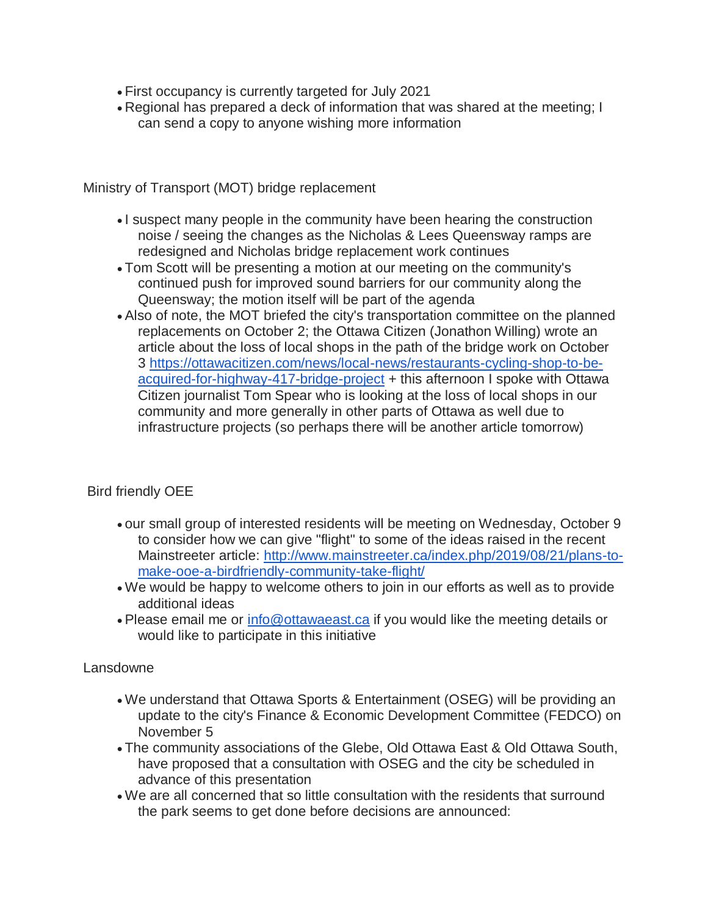- First occupancy is currently targeted for July 2021
- Regional has prepared a deck of information that was shared at the meeting; I can send a copy to anyone wishing more information

Ministry of Transport (MOT) bridge replacement

- I suspect many people in the community have been hearing the construction noise / seeing the changes as the Nicholas & Lees Queensway ramps are redesigned and Nicholas bridge replacement work continues
- Tom Scott will be presenting a motion at our meeting on the community's continued push for improved sound barriers for our community along the Queensway; the motion itself will be part of the agenda
- Also of note, the MOT briefed the city's transportation committee on the planned replacements on October 2; the Ottawa Citizen (Jonathon Willing) wrote an article about the loss of local shops in the path of the bridge work on October 3 [https://ottawacitizen.com/news/local-news/restaurants-cycling-shop-to-be-acquired-for-highway-417-bridge-project](https://ottawacitizen.com/news/local-news/restaurants-cycling-shop-to-be-acquired-for-highway-417-bridge-project) + this afternoon I spoke with Ottawa Citizen journalist Tom Spear who is looking at the loss of local shops in our community and more generally in other parts of Ottawa as well due to infrastructure projects (so perhaps there will be another article tomorrow)

Bird friendly OEE

- our small group of interested residents will be meeting on Wednesday, October 9 to consider how we can give "flight" to some of the ideas raised in the recent Mainstreeter article: [http://www.mainstreeter.ca/index.php/2019/08/21/plans-to-make-ooe-a-birdfriendly-community-take-flight/](http://www.mainstreeter.ca/index.php/2019/08/21/plans-to-make-ooe-a-birdfriendly-community-take-flight/)
- We would be happy to welcome others to join in our efforts as well as to provide additional ideas
- Please email me or [info@ottawaeast.ca](mailto:info@ottawaeast.ca) if you would like the meeting details or would like to participate in this initiative

Lansdowne

- We understand that Ottawa Sports & Entertainment (OSEG) will be providing an update to the city's Finance & Economic Development Committee (FEDCO) on November 5
- The community associations of the Glebe, Old Ottawa East & Old Ottawa South, have proposed that a consultation with OSEG and the city be scheduled in advance of this presentation
- We are all concerned that so little consultation with the residents that surround the park seems to get done before decisions are announced: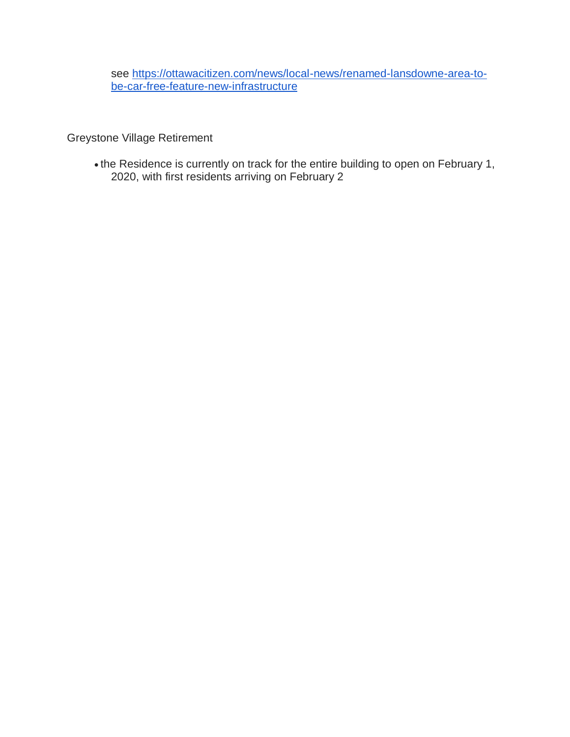see [https://ottawacitizen.com/news/local-news/renamed-lansdowne-area-to-be-car-free-feature-new-infrastructure](https://ottawacitizen.com/news/local-news/renamed-lansdowne-area-to-be-car-free-feature-new-infrastructure)

Greystone Village Retirement

- the Residence is currently on track for the entire building to open on February 1, 2020, with first residents arriving on February 2